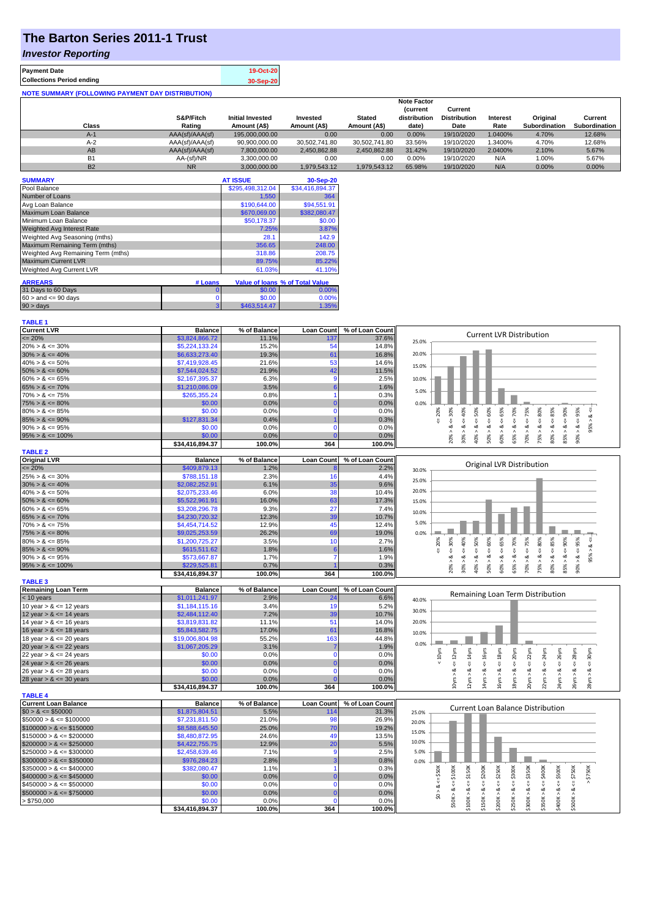# The Barton Series 2011-1 Trust

## *Investor Reporting*

| | |
|---|---|
| **Payment Date** | 19-Oct-20 |
| **Collections Period ending** | 30-Sep-20 |

**NOTE SUMMARY (FOLLOWING PAYMENT DAY DISTRIBUTION)**

| Class | S&P/Fitch Rating | Initial Invested Amount (A$) | Invested Amount (A$) | Stated Amount (A$) | Note Factor (current distribution date) | Current Distribution Date | Interest Rate | Original Subordination | Current Subordination |
|---|---|---|---|---|---|---|---|---|---|
| A-1 | AAA(sf)/AAA(sf) | 195,000,000.00 | 0.00 | 0.00 | 0.00% | 19/10/2020 | 1.0400% | 4.70% | 12.68% |
| A-2 | AAA(sf)/AAA(sf) | 90,900,000.00 | 30,502,741.80 | 30,502,741.80 | 33.56% | 19/10/2020 | 1.3400% | 4.70% | 12.68% |
| AB | AAA(sf)/AAA(sf) | 7,800,000.00 | 2,450,862.88 | 2,450,862.88 | 31.42% | 19/10/2020 | 2.0400% | 2.10% | 5.67% |
| B1 | AA-(sf)/NR | 3,300,000.00 | 0.00 | 0.00 | 0.00% | 19/10/2020 | N/A | 1.00% | 5.67% |
| B2 | NR | 3,000,000.00 | 1,979,543.12 | 1,979,543.12 | 65.98% | 19/10/2020 | N/A | 0.00% | 0.00% |

| SUMMARY | AT ISSUE | 30-Sep-20 |
|---|---|---|
| Pool Balance | $295,498,312.04 | $34,416,894.37 |
| Number of Loans | 1,550 | 364 |
| Avg Loan Balance | $190,644.00 | $94,551.91 |
| Maximum Loan Balance | $670,069.00 | $382,080.47 |
| Minimum Loan Balance | $50,178.37 | $0.00 |
| Weighted Avg Interest Rate | 7.25% | 3.87% |
| Weighted Avg Seasoning (mths) | 28.1 | 142.9 |
| Maximum Remaining Term (mths) | 356.65 | 248.00 |
| Weighted Avg Remaining Term (mths) | 318.86 | 208.75 |
| Maximum Current LVR | 89.75% | 85.22% |
| Weighted Avg Current LVR | 61.03% | 41.10% |

| ARREARS | # Loans | Value of loans | % of Total Value |
|---|---|---|---|
| 31 Days to 60 Days | 0 | $0.00 | 0.00% |
| 60 > and <= 90 days | 0 | $0.00 | 0.00% |
| 90 > days | 3 | $463,514.47 | 1.35% |

**TABLE 1**

| Current LVR | Balance | % of Balance | Loan Count | % of Loan Count |
|---|---|---|---|---|
| <= 20% | $3,824,866.72 | 11.1% | 137 | 37.6% |
| 20% > & <= 30% | $5,224,133.24 | 15.2% | 54 | 14.8% |
| 30% > & <= 40% | $6,633,273.40 | 19.3% | 61 | 16.8% |
| 40% > & <= 50% | $7,419,928.45 | 21.6% | 53 | 14.6% |
| 50% > & <= 60% | $7,544,024.52 | 21.9% | 42 | 11.5% |
| 60% > & <= 65% | $2,167,395.37 | 6.3% | 9 | 2.5% |
| 65% > & <= 70% | $1,210,086.09 | 3.5% | 6 | 1.6% |
| 70% > & <= 75% | $265,355.24 | 0.8% | 1 | 0.3% |
| 75% > & <= 80% | $0.00 | 0.0% | 0 | 0.0% |
| 80% > & <= 85% | $0.00 | 0.0% | 0 | 0.0% |
| 85% > & <= 90% | $127,831.34 | 0.4% | 1 | 0.3% |
| 90% > & <= 95% | $0.00 | 0.0% | 0 | 0.0% |
| 95% > & <= 100% | $0.00 | 0.0% | 0 | 0.0% |
| | $34,416,894.37 | 100.0% | 364 | 100.0% |

**TABLE 2**

| Original LVR | Balance | % of Balance | Loan Count | % of Loan Count |
|---|---|---|---|---|
| <= 20% | $409,879.13 | 1.2% | 8 | 2.2% |
| 25% > & <= 30% | $788,151.18 | 2.3% | 16 | 4.4% |
| 30% > & <= 40% | $2,082,252.91 | 6.1% | 35 | 9.6% |
| 40% > & <= 50% | $2,075,233.46 | 6.0% | 38 | 10.4% |
| 50% > & <= 60% | $5,522,961.91 | 16.0% | 63 | 17.3% |
| 60% > & <= 65% | $3,208,296.78 | 9.3% | 27 | 7.4% |
| 65% > & <= 70% | $4,230,720.32 | 12.3% | 39 | 10.7% |
| 70% > & <= 75% | $4,454,714.52 | 12.9% | 45 | 12.4% |
| 75% > & <= 80% | $9,025,253.59 | 26.2% | 69 | 19.0% |
| 80% > & <= 85% | $1,200,725.27 | 3.5% | 10 | 2.7% |
| 85% > & <= 90% | $615,511.62 | 1.8% | 6 | 1.6% |
| 90% > & <= 95% | $573,667.87 | 1.7% | 7 | 1.9% |
| 95% > & <= 100% | $229,525.81 | 0.7% | 1 | 0.3% |
| | $34,416,894.37 | 100.0% | 364 | 100.0% |

**TABLE 3**

| Remaining Loan Term | Balance | % of Balance | Loan Count | % of Loan Count |
|---|---|---|---|---|
| < 10 years | $1,011,241.97 | 2.9% | 24 | 6.6% |
| 10 year > & <= 12 years | $1,184,115.16 | 3.4% | 19 | 5.2% |
| 12 year > & <= 14 years | $2,484,112.40 | 7.2% | 39 | 10.7% |
| 14 year > & <= 16 years | $3,819,831.82 | 11.1% | 51 | 14.0% |
| 16 year > & <= 18 years | $5,843,582.75 | 17.0% | 61 | 16.8% |
| 18 year > & <= 20 years | $19,006,804.98 | 55.2% | 163 | 44.8% |
| 20 year > & <= 22 years | $1,067,205.29 | 3.1% | 7 | 1.9% |
| 22 year > & <= 24 years | $0.00 | 0.0% | 0 | 0.0% |
| 24 year > & <= 26 years | $0.00 | 0.0% | 0 | 0.0% |
| 26 year > & <= 28 years | $0.00 | 0.0% | 0 | 0.0% |
| 28 year > & <= 30 years | $0.00 | 0.0% | 0 | 0.0% |
| | $34,416,894.37 | 100.0% | 364 | 100.0% |

**TABLE 4**

| Current Loan Balance | Balance | % of Balance | Loan Count | % of Loan Count |
|---|---|---|---|---|
| $0 > & <= $50000 | $1,875,804.51 | 5.5% | 114 | 31.3% |
| $50000 > & <= $100000 | $7,231,811.50 | 21.0% | 98 | 26.9% |
| $100000 > & <= $150000 | $8,588,645.50 | 25.0% | 70 | 19.2% |
| $150000 > & <= $200000 | $8,480,872.95 | 24.6% | 49 | 13.5% |
| $200000 > & <= $250000 | $4,422,755.75 | 12.9% | 20 | 5.5% |
| $250000 > & <= $300000 | $2,458,639.46 | 7.1% | 9 | 2.5% |
| $300000 > & <= $350000 | $976,284.23 | 2.8% | 3 | 0.8% |
| $350000 > & <= $400000 | $382,080.47 | 1.1% | 1 | 0.3% |
| $400000 > & <= $450000 | $0.00 | 0.0% | 0 | 0.0% |
| $450000 > & <= $500000 | $0.00 | 0.0% | 0 | 0.0% |
| $500000 > & <= $750000 | $0.00 | 0.0% | 0 | 0.0% |
| > $750,000 | $0.00 | 0.0% | 0 | 0.0% |
| | $34,416,894.37 | 100.0% | 364 | 100.0% |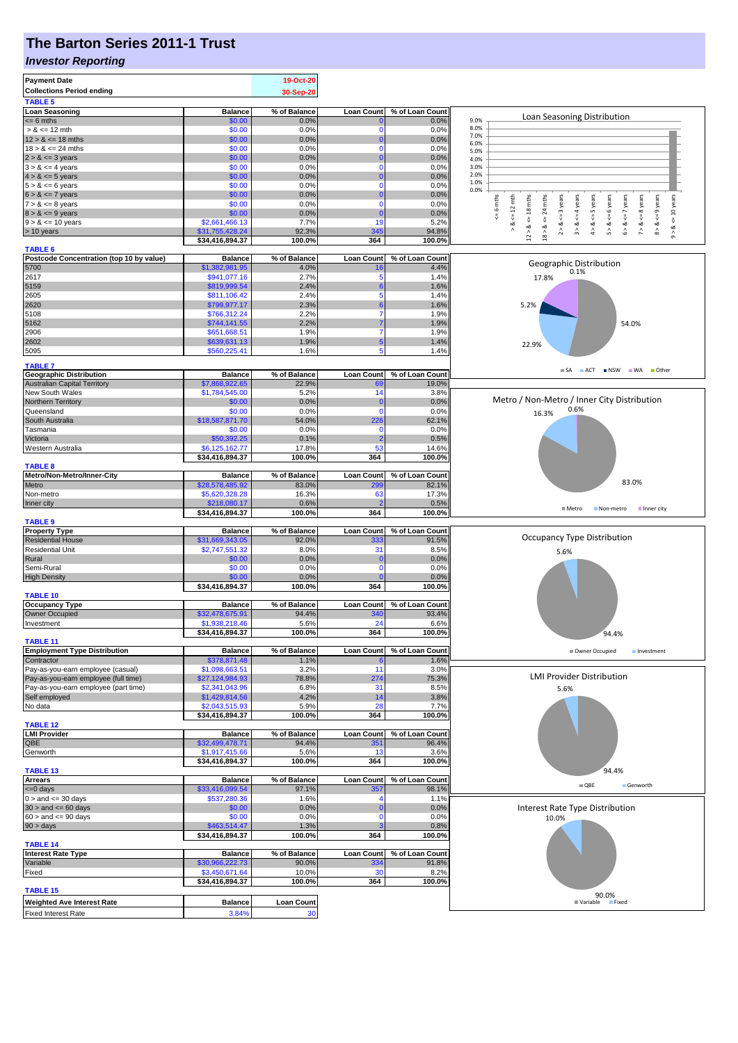# The Barton Series 2011-1 Trust

## *Investor Reporting*

| | |
|---|---|
| **Payment Date** | 19-Oct-20 |
| **Collections Period ending** | 30-Sep-20 |

**TABLE 5**

| Loan Seasoning | Balance | % of Balance | Loan Count | % of Loan Count |
|---|---|---|---|---|
| <= 6 mths | $0.00 | 0.0% | 0 | 0.0% |
| > & <= 12 mth | $0.00 | 0.0% | 0 | 0.0% |
| 12 > & <= 18 mths | $0.00 | 0.0% | 0 | 0.0% |
| 18 > & <= 24 mths | $0.00 | 0.0% | 0 | 0.0% |
| 2 > & <= 3 years | $0.00 | 0.0% | 0 | 0.0% |
| 3 > & <= 4 years | $0.00 | 0.0% | 0 | 0.0% |
| 4 > & <= 5 years | $0.00 | 0.0% | 0 | 0.0% |
| 5 > & <= 6 years | $0.00 | 0.0% | 0 | 0.0% |
| 6 > & <= 7 years | $0.00 | 0.0% | 0 | 0.0% |
| 7 > & <= 8 years | $0.00 | 0.0% | 0 | 0.0% |
| 8 > & <= 9 years | $0.00 | 0.0% | 0 | 0.0% |
| 9 > & <= 10 years | $2,661,466.13 | 7.7% | 19 | 5.2% |
| > 10 years | $31,755,428.24 | 92.3% | 345 | 94.8% |
| | $34,416,894.37 | 100.0% | 364 | 100.0% |

**TABLE 6**

| Postcode Concentration (top 10 by value) | Balance | % of Balance | Loan Count | % of Loan Count |
|---|---|---|---|---|
| 5700 | $1,382,981.95 | 4.0% | 16 | 4.4% |
| 2617 | $941,077.16 | 2.7% | 5 | 1.4% |
| 5159 | $819,999.54 | 2.4% | 6 | 1.6% |
| 2605 | $811,106.42 | 2.4% | 5 | 1.4% |
| 2620 | $799,977.17 | 2.3% | 6 | 1.6% |
| 5108 | $766,312.24 | 2.2% | 7 | 1.9% |
| 5162 | $744,141.55 | 2.2% | 7 | 1.9% |
| 2906 | $651,668.51 | 1.9% | 7 | 1.9% |
| 2602 | $639,631.13 | 1.9% | 5 | 1.4% |
| 5095 | $560,225.41 | 1.6% | 5 | 1.4% |

**TABLE 7**

| Geographic Distribution | Balance | % of Balance | Loan Count | % of Loan Count |
|---|---|---|---|---|
| Australian Capital Territory | $7,868,922.65 | 22.9% | 69 | 19.0% |
| New South Wales | $1,784,545.00 | 5.2% | 14 | 3.8% |
| Northern Territory | $0.00 | 0.0% | 0 | 0.0% |
| Queensland | $0.00 | 0.0% | 0 | 0.0% |
| South Australia | $18,587,871.70 | 54.0% | 226 | 62.1% |
| Tasmania | $0.00 | 0.0% | 0 | 0.0% |
| Victoria | $50,392.25 | 0.1% | 2 | 0.5% |
| Western Australia | $6,125,162.77 | 17.8% | 53 | 14.6% |
| | $34,416,894.37 | 100.0% | 364 | 100.0% |

**TABLE 8**

| Metro/Non-Metro/Inner-City | Balance | % of Balance | Loan Count | % of Loan Count |
|---|---|---|---|---|
| Metro | $28,578,485.92 | 83.0% | 299 | 82.1% |
| Non-metro | $5,620,328.28 | 16.3% | 63 | 17.3% |
| Inner city | $218,080.17 | 0.6% | 2 | 0.5% |
| | $34,416,894.37 | 100.0% | 364 | 100.0% |

**TABLE 9**

| Property Type | Balance | % of Balance | Loan Count | % of Loan Count |
|---|---|---|---|---|
| Residential House | $31,669,343.05 | 92.0% | 333 | 91.5% |
| Residential Unit | $2,747,551.32 | 8.0% | 31 | 8.5% |
| Rural | $0.00 | 0.0% | 0 | 0.0% |
| Semi-Rural | $0.00 | 0.0% | 0 | 0.0% |
| High Density | $0.00 | 0.0% | 0 | 0.0% |
| | $34,416,894.37 | 100.0% | 364 | 100.0% |

**TABLE 10**

| Occupancy Type | Balance | % of Balance | Loan Count | % of Loan Count |
|---|---|---|---|---|
| Owner Occupied | $32,478,675.91 | 94.4% | 340 | 93.4% |
| Investment | $1,938,218.46 | 5.6% | 24 | 6.6% |
| | $34,416,894.37 | 100.0% | 364 | 100.0% |

**TABLE 11**

| Employment Type Distribution | Balance | % of Balance | Loan Count | % of Loan Count |
|---|---|---|---|---|
| Contractor | $378,871.48 | 1.1% | 6 | 1.6% |
| Pay-as-you-earn employee (casual) | $1,098,663.51 | 3.2% | 11 | 3.0% |
| Pay-as-you-earn employee (full time) | $27,124,984.93 | 78.8% | 274 | 75.3% |
| Pay-as-you-earn employee (part time) | $2,341,043.96 | 6.8% | 31 | 8.5% |
| Self employed | $1,429,814.56 | 4.2% | 14 | 3.8% |
| No data | $2,043,515.93 | 5.9% | 28 | 7.7% |
| | $34,416,894.37 | 100.0% | 364 | 100.0% |

**TABLE 12**

| LMI Provider | Balance | % of Balance | Loan Count | % of Loan Count |
|---|---|---|---|---|
| QBE | $32,499,478.71 | 94.4% | 351 | 96.4% |
| Genworth | $1,917,415.66 | 5.6% | 13 | 3.6% |
| | $34,416,894.37 | 100.0% | 364 | 100.0% |

**TABLE 13**

| Arrears | Balance | % of Balance | Loan Count | % of Loan Count |
|---|---|---|---|---|
| <=0 days | $33,416,099.54 | 97.1% | 357 | 98.1% |
| 0 > and <= 30 days | $537,280.36 | 1.6% | 4 | 1.1% |
| 30 > and <= 60 days | $0.00 | 0.0% | 0 | 0.0% |
| 60 > and <= 90 days | $0.00 | 0.0% | 0 | 0.0% |
| 90 > days | $463,514.47 | 1.3% | 3 | 0.8% |
| | $34,416,894.37 | 100.0% | 364 | 100.0% |

**TABLE 14**

| Interest Rate Type | Balance | % of Balance | Loan Count | % of Loan Count |
|---|---|---|---|---|
| Variable | $30,966,222.73 | 90.0% | 334 | 91.8% |
| Fixed | $3,450,671.64 | 10.0% | 30 | 8.2% |
| | $34,416,894.37 | 100.0% | 364 | 100.0% |

**TABLE 15**

| Weighted Ave Interest Rate | Balance | Loan Count |
|---|---|---|
| Fixed Interest Rate | 3.84% | 30 |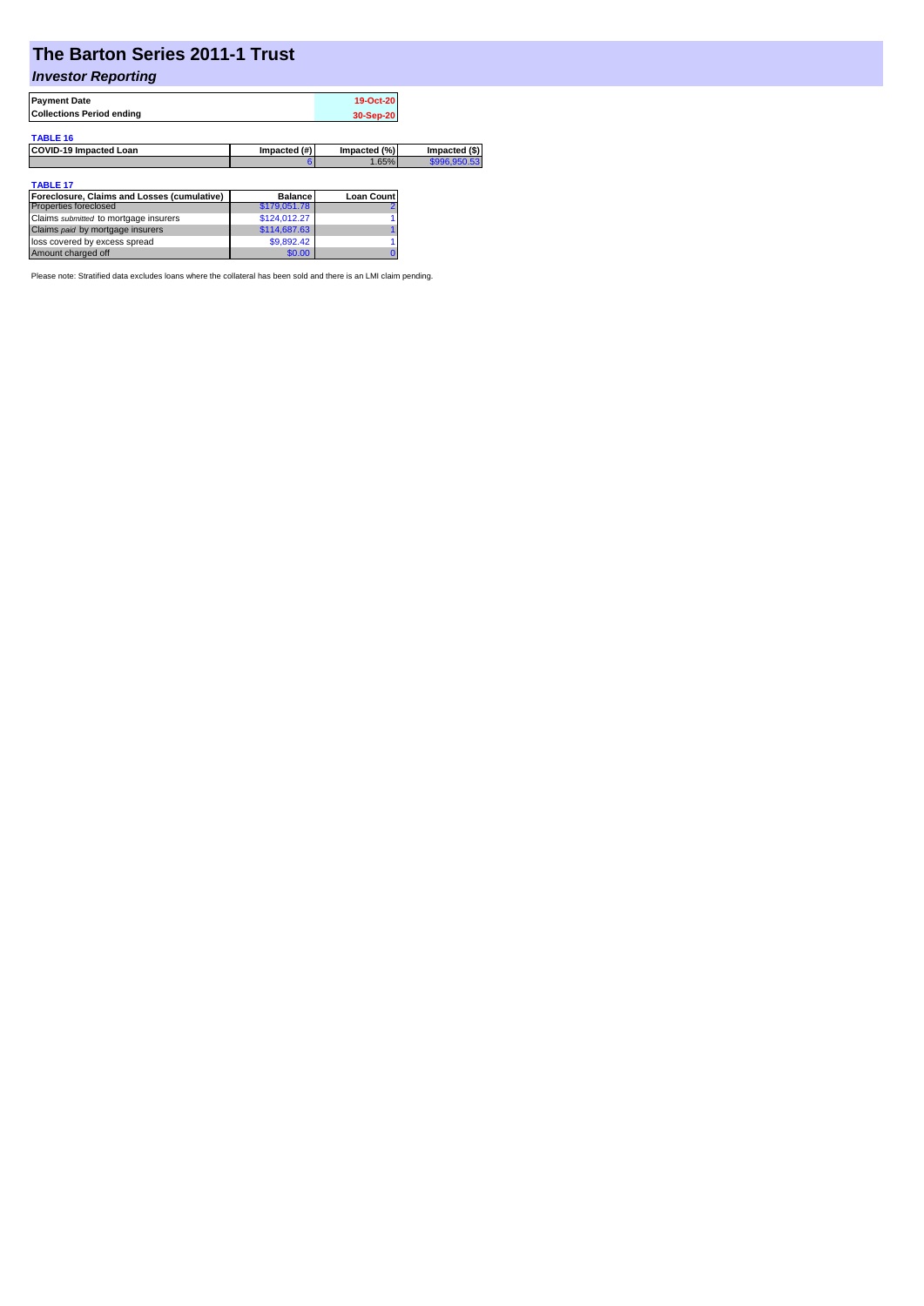# The Barton Series 2011-1 Trust

## *Investor Reporting*

| | |
|---|---|
| **Payment Date** | **19-Oct-20** |
| **Collections Period ending** | **30-Sep-20** |

**TABLE 16**

| COVID-19 Impacted Loan | Impacted (#) | Impacted (%) | Impacted ($) |
|---|---|---|---|
| | 6 | 1.65% | $996,950.53 |

**TABLE 17**

| Foreclosure, Claims and Losses (cumulative) | Balance | Loan Count |
|---|---|---|
| Properties foreclosed | $179,051.78 | 2 |
| Claims *submitted* to mortgage insurers | $124,012.27 | 1 |
| Claims *paid* by mortgage insurers | $114,687.63 | 1 |
| loss covered by excess spread | $9,892.42 | 1 |
| Amount charged off | $0.00 | 0 |

Please note: Stratified data excludes loans where the collateral has been sold and there is an LMI claim pending.